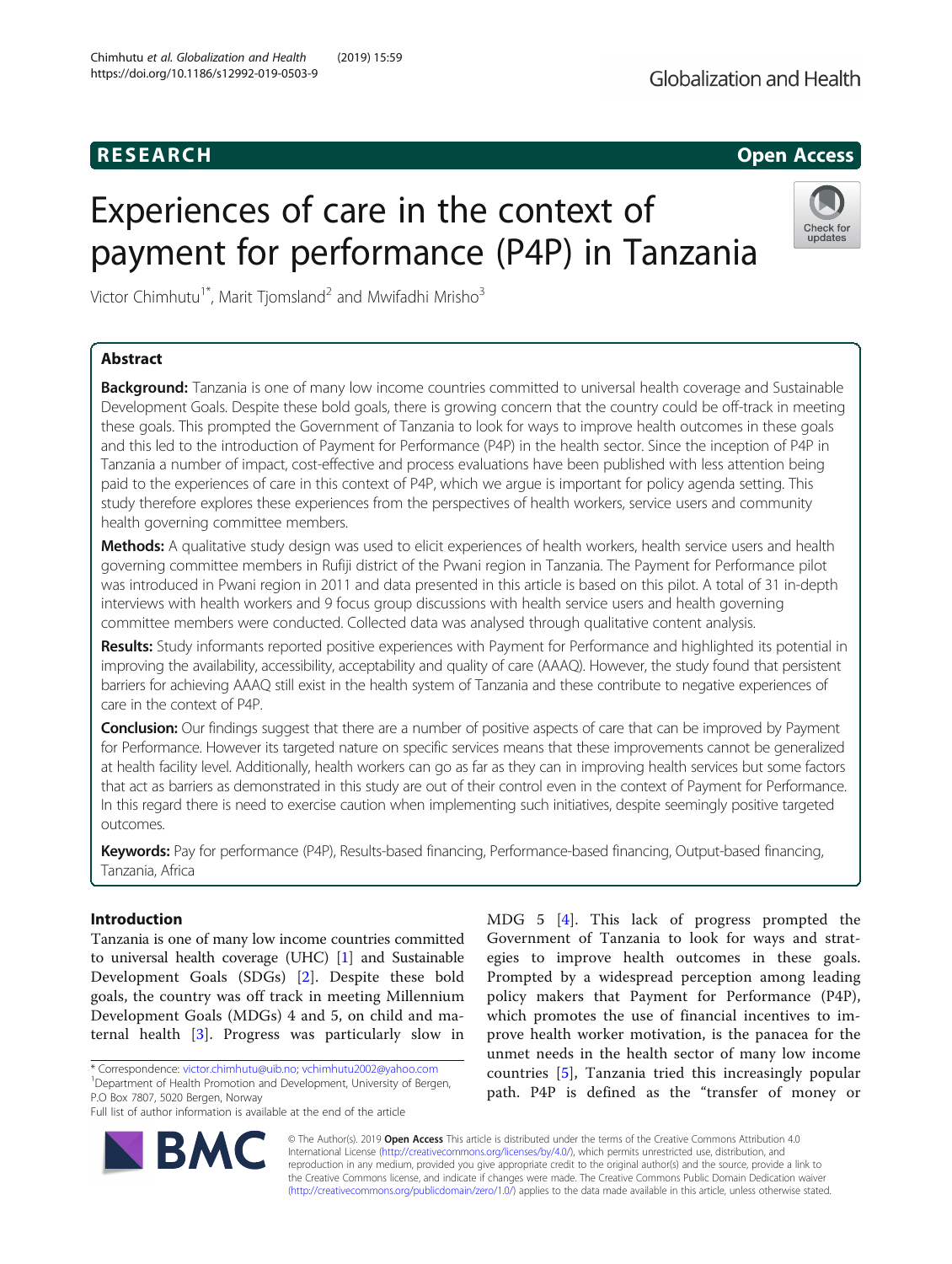RESEARCH

Open Access

# Experiences of care in the context of payment for performance (P4P) in Tanzania

Victor Chimhutu[1*], Marit Tjomsland[2] and Mwifadhi Mrisho[3]

## Abstract

**Background:** Tanzania is one of many low income countries committed to universal health coverage and Sustainable Development Goals. Despite these bold goals, there is growing concern that the country could be off-track in meeting these goals. This prompted the Government of Tanzania to look for ways to improve health outcomes in these goals and this led to the introduction of Payment for Performance (P4P) in the health sector. Since the inception of P4P in Tanzania a number of impact, cost-effective and process evaluations have been published with less attention being paid to the experiences of care in this context of P4P, which we argue is important for policy agenda setting. This study therefore explores these experiences from the perspectives of health workers, service users and community health governing committee members.

**Methods:** A qualitative study design was used to elicit experiences of health workers, health service users and health governing committee members in Rufiji district of the Pwani region in Tanzania. The Payment for Performance pilot was introduced in Pwani region in 2011 and data presented in this article is based on this pilot. A total of 31 in-depth interviews with health workers and 9 focus group discussions with health service users and health governing committee members were conducted. Collected data was analysed through qualitative content analysis.

**Results:** Study informants reported positive experiences with Payment for Performance and highlighted its potential in improving the availability, accessibility, acceptability and quality of care (AAAQ). However, the study found that persistent barriers for achieving AAAQ still exist in the health system of Tanzania and these contribute to negative experiences of care in the context of P4P.

**Conclusion:** Our findings suggest that there are a number of positive aspects of care that can be improved by Payment for Performance. However its targeted nature on specific services means that these improvements cannot be generalized at health facility level. Additionally, health workers can go as far as they can in improving health services but some factors that act as barriers as demonstrated in this study are out of their control even in the context of Payment for Performance. In this regard there is need to exercise caution when implementing such initiatives, despite seemingly positive targeted outcomes.

**Keywords:** Pay for performance (P4P), Results-based financing, Performance-based financing, Output-based financing, Tanzania, Africa

## Introduction

Tanzania is one of many low income countries committed to universal health coverage (UHC) [1] and Sustainable Development Goals (SDGs) [2]. Despite these bold goals, the country was off track in meeting Millennium Development Goals (MDGs) 4 and 5, on child and maternal health [3]. Progress was particularly slow in MDG 5 [4]. This lack of progress prompted the Government of Tanzania to look for ways and strategies to improve health outcomes in these goals. Prompted by a widespread perception among leading policy makers that Payment for Performance (P4P), which promotes the use of financial incentives to improve health worker motivation, is the panacea for the unmet needs in the health sector of many low income countries [5], Tanzania tried this increasingly popular path. P4P is defined as the "transfer of money or

* Correspondence: victor.chimhutu@uib.no; vchimhutu2002@yahoo.com
[1]Department of Health Promotion and Development, University of Bergen, P.O Box 7807, 5020 Bergen, Norway
Full list of author information is available at the end of the article

© The Author(s). 2019 **Open Access** This article is distributed under the terms of the Creative Commons Attribution 4.0 International License (http://creativecommons.org/licenses/by/4.0/), which permits unrestricted use, distribution, and reproduction in any medium, provided you give appropriate credit to the original author(s) and the source, provide a link to the Creative Commons license, and indicate if changes were made. The Creative Commons Public Domain Dedication waiver (http://creativecommons.org/publicdomain/zero/1.0/) applies to the data made available in this article, unless otherwise stated.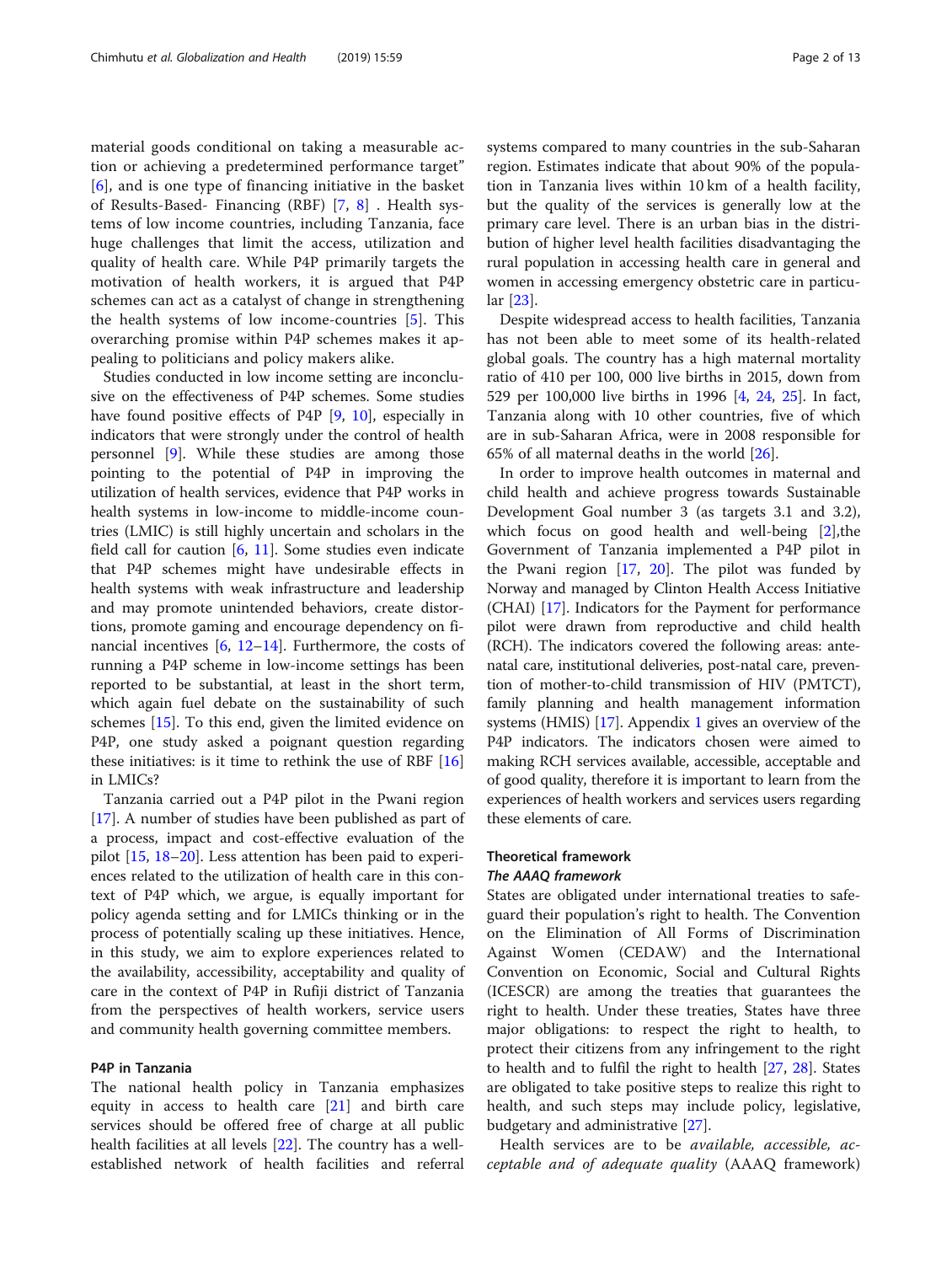material goods conditional on taking a measurable action or achieving a predetermined performance target" [6], and is one type of financing initiative in the basket of Results-Based- Financing (RBF) [7, 8] . Health systems of low income countries, including Tanzania, face huge challenges that limit the access, utilization and quality of health care. While P4P primarily targets the motivation of health workers, it is argued that P4P schemes can act as a catalyst of change in strengthening the health systems of low income-countries [5]. This overarching promise within P4P schemes makes it appealing to politicians and policy makers alike.

Studies conducted in low income setting are inconclusive on the effectiveness of P4P schemes. Some studies have found positive effects of P4P [9, 10], especially in indicators that were strongly under the control of health personnel [9]. While these studies are among those pointing to the potential of P4P in improving the utilization of health services, evidence that P4P works in health systems in low-income to middle-income countries (LMIC) is still highly uncertain and scholars in the field call for caution [6, 11]. Some studies even indicate that P4P schemes might have undesirable effects in health systems with weak infrastructure and leadership and may promote unintended behaviors, create distortions, promote gaming and encourage dependency on financial incentives [6, 12–14]. Furthermore, the costs of running a P4P scheme in low-income settings has been reported to be substantial, at least in the short term, which again fuel debate on the sustainability of such schemes [15]. To this end, given the limited evidence on P4P, one study asked a poignant question regarding these initiatives: is it time to rethink the use of RBF [16] in LMICs?

Tanzania carried out a P4P pilot in the Pwani region [17]. A number of studies have been published as part of a process, impact and cost-effective evaluation of the pilot [15, 18–20]. Less attention has been paid to experiences related to the utilization of health care in this context of P4P which, we argue, is equally important for policy agenda setting and for LMICs thinking or in the process of potentially scaling up these initiatives. Hence, in this study, we aim to explore experiences related to the availability, accessibility, acceptability and quality of care in the context of P4P in Rufiji district of Tanzania from the perspectives of health workers, service users and community health governing committee members.

## P4P in Tanzania

The national health policy in Tanzania emphasizes equity in access to health care [21] and birth care services should be offered free of charge at all public health facilities at all levels [22]. The country has a well-established network of health facilities and referral systems compared to many countries in the sub-Saharan region. Estimates indicate that about 90% of the population in Tanzania lives within 10 km of a health facility, but the quality of the services is generally low at the primary care level. There is an urban bias in the distribution of higher level health facilities disadvantaging the rural population in accessing health care in general and women in accessing emergency obstetric care in particular [23].

Despite widespread access to health facilities, Tanzania has not been able to meet some of its health-related global goals. The country has a high maternal mortality ratio of 410 per 100, 000 live births in 2015, down from 529 per 100,000 live births in 1996 [4, 24, 25]. In fact, Tanzania along with 10 other countries, five of which are in sub-Saharan Africa, were in 2008 responsible for 65% of all maternal deaths in the world [26].

In order to improve health outcomes in maternal and child health and achieve progress towards Sustainable Development Goal number 3 (as targets 3.1 and 3.2), which focus on good health and well-being [2],the Government of Tanzania implemented a P4P pilot in the Pwani region [17, 20]. The pilot was funded by Norway and managed by Clinton Health Access Initiative (CHAI) [17]. Indicators for the Payment for performance pilot were drawn from reproductive and child health (RCH). The indicators covered the following areas: antenatal care, institutional deliveries, post-natal care, prevention of mother-to-child transmission of HIV (PMTCT), family planning and health management information systems (HMIS) [17]. Appendix 1 gives an overview of the P4P indicators. The indicators chosen were aimed to making RCH services available, accessible, acceptable and of good quality, therefore it is important to learn from the experiences of health workers and services users regarding these elements of care.

## Theoretical framework

### The AAAQ framework

States are obligated under international treaties to safeguard their population's right to health. The Convention on the Elimination of All Forms of Discrimination Against Women (CEDAW) and the International Convention on Economic, Social and Cultural Rights (ICESCR) are among the treaties that guarantees the right to health. Under these treaties, States have three major obligations: to respect the right to health, to protect their citizens from any infringement to the right to health and to fulfil the right to health [27, 28]. States are obligated to take positive steps to realize this right to health, and such steps may include policy, legislative, budgetary and administrative [27].

Health services are to be *available, accessible, acceptable and of adequate quality* (AAAQ framework)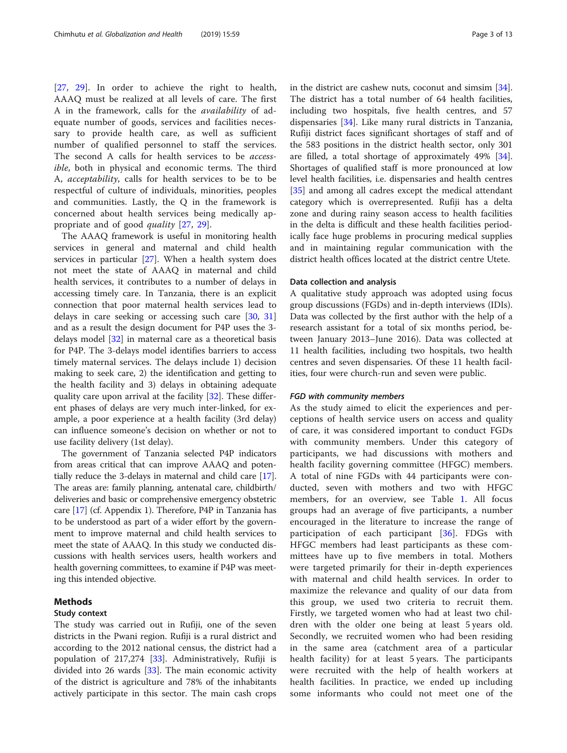[27, 29]. In order to achieve the right to health, AAAQ must be realized at all levels of care. The first A in the framework, calls for the *availability* of adequate number of goods, services and facilities necessary to provide health care, as well as sufficient number of qualified personnel to staff the services. The second A calls for health services to be *accessible*, both in physical and economic terms. The third A, *acceptability*, calls for health services to be to be respectful of culture of individuals, minorities, peoples and communities. Lastly, the Q in the framework is concerned about health services being medically appropriate and of good *quality* [27, 29].

The AAAQ framework is useful in monitoring health services in general and maternal and child health services in particular [27]. When a health system does not meet the state of AAAQ in maternal and child health services, it contributes to a number of delays in accessing timely care. In Tanzania, there is an explicit connection that poor maternal health services lead to delays in care seeking or accessing such care [30, 31] and as a result the design document for P4P uses the 3-delays model [32] in maternal care as a theoretical basis for P4P. The 3-delays model identifies barriers to access timely maternal services. The delays include 1) decision making to seek care, 2) the identification and getting to the health facility and 3) delays in obtaining adequate quality care upon arrival at the facility [32]. These different phases of delays are very much inter-linked, for example, a poor experience at a health facility (3rd delay) can influence someone's decision on whether or not to use facility delivery (1st delay).

The government of Tanzania selected P4P indicators from areas critical that can improve AAAQ and potentially reduce the 3-delays in maternal and child care [17]. The areas are: family planning, antenatal care, childbirth/deliveries and basic or comprehensive emergency obstetric care [17] (cf. Appendix 1). Therefore, P4P in Tanzania has to be understood as part of a wider effort by the government to improve maternal and child health services to meet the state of AAAQ. In this study we conducted discussions with health services users, health workers and health governing committees, to examine if P4P was meeting this intended objective.

## Methods

### Study context

The study was carried out in Rufiji, one of the seven districts in the Pwani region. Rufiji is a rural district and according to the 2012 national census, the district had a population of 217,274 [33]. Administratively, Rufiji is divided into 26 wards [33]. The main economic activity of the district is agriculture and 78% of the inhabitants actively participate in this sector. The main cash crops in the district are cashew nuts, coconut and simsim [34]. The district has a total number of 64 health facilities, including two hospitals, five health centres, and 57 dispensaries [34]. Like many rural districts in Tanzania, Rufiji district faces significant shortages of staff and of the 583 positions in the district health sector, only 301 are filled, a total shortage of approximately 49% [34]. Shortages of qualified staff is more pronounced at low level health facilities, i.e. dispensaries and health centres [35] and among all cadres except the medical attendant category which is overrepresented. Rufiji has a delta zone and during rainy season access to health facilities in the delta is difficult and these health facilities periodically face huge problems in procuring medical supplies and in maintaining regular communication with the district health offices located at the district centre Utete.

### Data collection and analysis

A qualitative study approach was adopted using focus group discussions (FGDs) and in-depth interviews (IDIs). Data was collected by the first author with the help of a research assistant for a total of six months period, between January 2013–June 2016). Data was collected at 11 health facilities, including two hospitals, two health centres and seven dispensaries. Of these 11 health facilities, four were church-run and seven were public.

#### *FGD with community members*

As the study aimed to elicit the experiences and perceptions of health service users on access and quality of care, it was considered important to conduct FGDs with community members. Under this category of participants, we had discussions with mothers and health facility governing committee (HFGC) members. A total of nine FGDs with 44 participants were conducted, seven with mothers and two with HFGC members, for an overview, see Table 1. All focus groups had an average of five participants, a number encouraged in the literature to increase the range of participation of each participant [36]. FDGs with HFGC members had least participants as these committees have up to five members in total. Mothers were targeted primarily for their in-depth experiences with maternal and child health services. In order to maximize the relevance and quality of our data from this group, we used two criteria to recruit them. Firstly, we targeted women who had at least two children with the older one being at least 5 years old. Secondly, we recruited women who had been residing in the same area (catchment area of a particular health facility) for at least 5 years. The participants were recruited with the help of health workers at health facilities. In practice, we ended up including some informants who could not meet one of the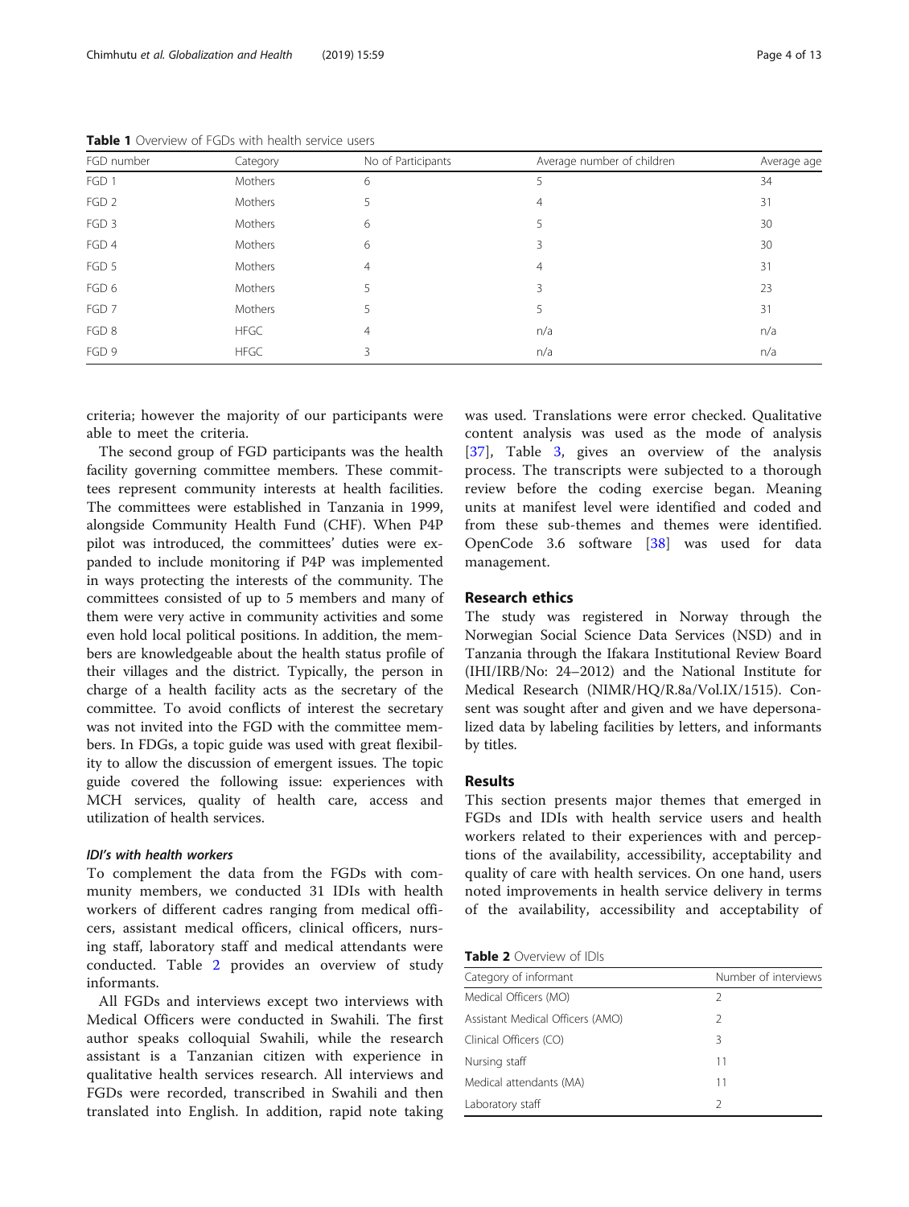**Table 1** Overview of FGDs with health service users

| FGD number | Category | No of Participants | Average number of children | Average age |
|---|---|---|---|---|
| FGD 1 | Mothers | 6 | 5 | 34 |
| FGD 2 | Mothers | 5 | 4 | 31 |
| FGD 3 | Mothers | 6 | 5 | 30 |
| FGD 4 | Mothers | 6 | 3 | 30 |
| FGD 5 | Mothers | 4 | 4 | 31 |
| FGD 6 | Mothers | 5 | 3 | 23 |
| FGD 7 | Mothers | 5 | 5 | 31 |
| FGD 8 | HFGC | 4 | n/a | n/a |
| FGD 9 | HFGC | 3 | n/a | n/a |

criteria; however the majority of our participants were able to meet the criteria.

The second group of FGD participants was the health facility governing committee members. These committees represent community interests at health facilities. The committees were established in Tanzania in 1999, alongside Community Health Fund (CHF). When P4P pilot was introduced, the committees' duties were expanded to include monitoring if P4P was implemented in ways protecting the interests of the community. The committees consisted of up to 5 members and many of them were very active in community activities and some even hold local political positions. In addition, the members are knowledgeable about the health status profile of their villages and the district. Typically, the person in charge of a health facility acts as the secretary of the committee. To avoid conflicts of interest the secretary was not invited into the FGD with the committee members. In FDGs, a topic guide was used with great flexibility to allow the discussion of emergent issues. The topic guide covered the following issue: experiences with MCH services, quality of health care, access and utilization of health services.

#### *IDI's with health workers*

To complement the data from the FGDs with community members, we conducted 31 IDIs with health workers of different cadres ranging from medical officers, assistant medical officers, clinical officers, nursing staff, laboratory staff and medical attendants were conducted. Table 2 provides an overview of study informants.

All FGDs and interviews except two interviews with Medical Officers were conducted in Swahili. The first author speaks colloquial Swahili, while the research assistant is a Tanzanian citizen with experience in qualitative health services research. All interviews and FGDs were recorded, transcribed in Swahili and then translated into English. In addition, rapid note taking was used. Translations were error checked. Qualitative content analysis was used as the mode of analysis [37], Table 3, gives an overview of the analysis process. The transcripts were subjected to a thorough review before the coding exercise began. Meaning units at manifest level were identified and coded and from these sub-themes and themes were identified. OpenCode 3.6 software [38] was used for data management.

### Research ethics

The study was registered in Norway through the Norwegian Social Science Data Services (NSD) and in Tanzania through the Ifakara Institutional Review Board (IHI/IRB/No: 24–2012) and the National Institute for Medical Research (NIMR/HQ/R.8a/Vol.IX/1515). Consent was sought after and given and we have depersonalized data by labeling facilities by letters, and informants by titles.

## Results

This section presents major themes that emerged in FGDs and IDIs with health service users and health workers related to their experiences with and perceptions of the availability, accessibility, acceptability and quality of care with health services. On one hand, users noted improvements in health service delivery in terms of the availability, accessibility and acceptability of

**Table 2** Overview of IDIs

| Category of informant | Number of interviews |
|---|---|
| Medical Officers (MO) | 2 |
| Assistant Medical Officers (AMO) | 2 |
| Clinical Officers (CO) | 3 |
| Nursing staff | 11 |
| Medical attendants (MA) | 11 |
| Laboratory staff | 2 |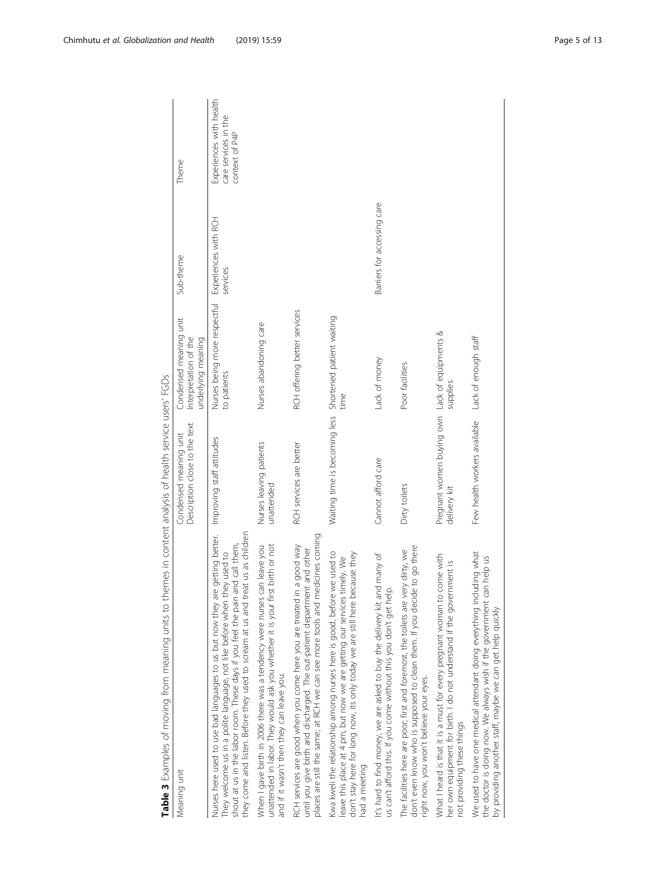**Table 3** Examples of moving from meaning units to themes in content analysis of health service users' FGDs

| Meaning unit | Condensed meaning unit Description close to the text | Condensed meaning unit Interpretation of the underlying meaning | Sub-theme | Theme |
|---|---|---|---|---|
| Nurses here used to use bad languages to us but now they are getting better. They welcome us in a polite language, not like before when they used to shout at us in the labor room. These days if you feel the pain and call them, they come and listen. Before they used to scream at us and treat us as children | Improving staff attitudes | Nurses being more respectful to patients | Experiences with RCH services | Experiences with health care services in the context of P4P |
| When I gave birth in 2006 there was a tendency were nurses can leave you unattended in labor. They would ask you whether it is your first birth or not and if it wasn't then they can leave you. | Nurses leaving patients unattended | Nurses abandoning care | | |
| RCH services are good when you come here you are treated in a good way until you give birth and discharged. The out-patient department and other places are still the same; at RCH we can see more tools and medicines coming | RCH services are better | RCH offering better services | | |
| Kwa kweli the relationship among nurses here is good, before we used to leave this place at 4 pm, but now we are getting our services timely. We don't stay here for long now, its only today we are still here because they had a meeting | Waiting time is becoming less | Shortened patient waiting time | | |
| It's hard to find money, we are asked to buy the delivery kit and many of us can't afford this. If you come without this you don't get help. | Cannot afford care | Lack of money | Barriers for accessing care | |
| The facilities here are poor; first and foremost, the toilets are very dirty, we don't even know who is supposed to clean them. If you decide to go there right now, you won't believe your eyes. | Dirty toilets | Poor facilities | | |
| What I heard is that it is a must for every pregnant woman to come with her own equipment for birth. I do not understand if the government is not providing these things | Pregnant women buying own delivery kit | Lack of equipments & supplies | | |
| We used to have one medical attendant doing everything including what the doctor is doing now. We always wish if the government can help us by providing another staff, maybe we can get help quickly | Few health workers available | Lack of enough staff | | |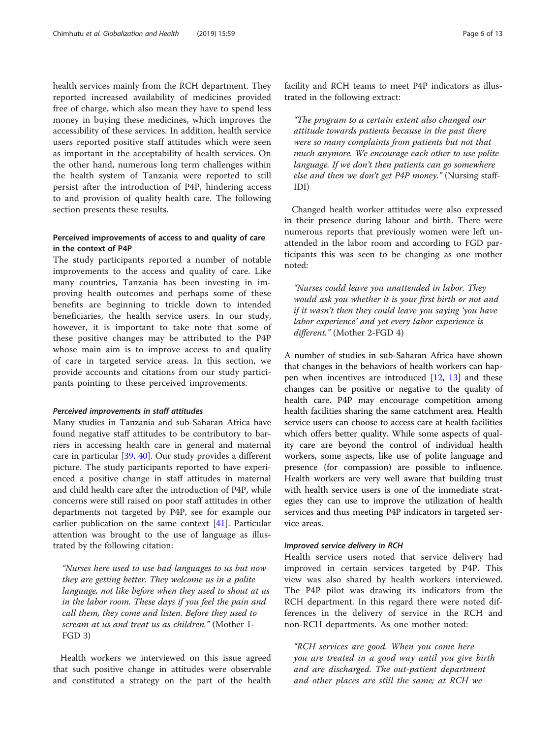health services mainly from the RCH department. They reported increased availability of medicines provided free of charge, which also mean they have to spend less money in buying these medicines, which improves the accessibility of these services. In addition, health service users reported positive staff attitudes which were seen as important in the acceptability of health services. On the other hand, numerous long term challenges within the health system of Tanzania were reported to still persist after the introduction of P4P, hindering access to and provision of quality health care. The following section presents these results.

### Perceived improvements of access to and quality of care in the context of P4P

The study participants reported a number of notable improvements to the access and quality of care. Like many countries, Tanzania has been investing in improving health outcomes and perhaps some of these benefits are beginning to trickle down to intended beneficiaries, the health service users. In our study, however, it is important to take note that some of these positive changes may be attributed to the P4P whose main aim is to improve access to and quality of care in targeted service areas. In this section, we provide accounts and citations from our study participants pointing to these perceived improvements.

#### *Perceived improvements in staff attitudes*

Many studies in Tanzania and sub-Saharan Africa have found negative staff attitudes to be contributory to barriers in accessing health care in general and maternal care in particular [39, 40]. Our study provides a different picture. The study participants reported to have experienced a positive change in staff attitudes in maternal and child health care after the introduction of P4P, while concerns were still raised on poor staff attitudes in other departments not targeted by P4P, see for example our earlier publication on the same context [41]. Particular attention was brought to the use of language as illustrated by the following citation:

> *"Nurses here used to use bad languages to us but now they are getting better. They welcome us in a polite language, not like before when they used to shout at us in the labor room. These days if you feel the pain and call them, they come and listen. Before they used to scream at us and treat us as children."* (Mother 1-FGD 3)

Health workers we interviewed on this issue agreed that such positive change in attitudes were observable and constituted a strategy on the part of the health facility and RCH teams to meet P4P indicators as illustrated in the following extract:

> *"The program to a certain extent also changed our attitude towards patients because in the past there were so many complaints from patients but not that much anymore. We encourage each other to use polite language. If we don't then patients can go somewhere else and then we don't get P4P money."* (Nursing staff-IDI)

Changed health worker attitudes were also expressed in their presence during labour and birth. There were numerous reports that previously women were left unattended in the labor room and according to FGD participants this was seen to be changing as one mother noted:

> *"Nurses could leave you unattended in labor. They would ask you whether it is your first birth or not and if it wasn't then they could leave you saying 'you have labor experience' and yet every labor experience is different."* (Mother 2-FGD 4)

A number of studies in sub-Saharan Africa have shown that changes in the behaviors of health workers can happen when incentives are introduced [12, 13] and these changes can be positive or negative to the quality of health care. P4P may encourage competition among health facilities sharing the same catchment area. Health service users can choose to access care at health facilities which offers better quality. While some aspects of quality care are beyond the control of individual health workers, some aspects, like use of polite language and presence (for compassion) are possible to influence. Health workers are very well aware that building trust with health service users is one of the immediate strategies they can use to improve the utilization of health services and thus meeting P4P indicators in targeted service areas.

#### *Improved service delivery in RCH*

Health service users noted that service delivery had improved in certain services targeted by P4P. This view was also shared by health workers interviewed. The P4P pilot was drawing its indicators from the RCH department. In this regard there were noted differences in the delivery of service in the RCH and non-RCH departments. As one mother noted:

> *"RCH services are good. When you come here you are treated in a good way until you give birth and are discharged. The out-patient department and other places are still the same; at RCH we*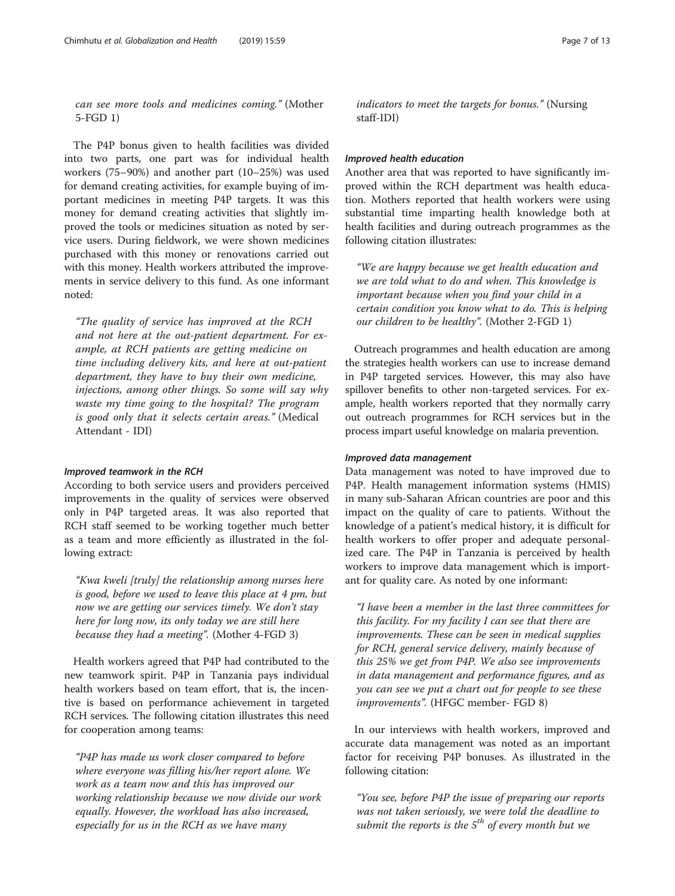*can see more tools and medicines coming."* (Mother 5-FGD 1)

The P4P bonus given to health facilities was divided into two parts, one part was for individual health workers (75–90%) and another part (10–25%) was used for demand creating activities, for example buying of important medicines in meeting P4P targets. It was this money for demand creating activities that slightly improved the tools or medicines situation as noted by service users. During fieldwork, we were shown medicines purchased with this money or renovations carried out with this money. Health workers attributed the improvements in service delivery to this fund. As one informant noted:

> *"The quality of service has improved at the RCH and not here at the out-patient department. For example, at RCH patients are getting medicine on time including delivery kits, and here at out-patient department, they have to buy their own medicine, injections, among other things. So some will say why waste my time going to the hospital? The program is good only that it selects certain areas."* (Medical Attendant - IDI)

#### *Improved teamwork in the RCH*

According to both service users and providers perceived improvements in the quality of services were observed only in P4P targeted areas. It was also reported that RCH staff seemed to be working together much better as a team and more efficiently as illustrated in the following extract:

> *"Kwa kweli [truly] the relationship among nurses here is good, before we used to leave this place at 4 pm, but now we are getting our services timely. We don't stay here for long now, its only today we are still here because they had a meeting".* (Mother 4-FGD 3)

Health workers agreed that P4P had contributed to the new teamwork spirit. P4P in Tanzania pays individual health workers based on team effort, that is, the incentive is based on performance achievement in targeted RCH services. The following citation illustrates this need for cooperation among teams:

> *"P4P has made us work closer compared to before where everyone was filling his/her report alone. We work as a team now and this has improved our working relationship because we now divide our work equally. However, the workload has also increased, especially for us in the RCH as we have many indicators to meet the targets for bonus."* (Nursing staff-IDI)

#### *Improved health education*

Another area that was reported to have significantly improved within the RCH department was health education. Mothers reported that health workers were using substantial time imparting health knowledge both at health facilities and during outreach programmes as the following citation illustrates:

> *"We are happy because we get health education and we are told what to do and when. This knowledge is important because when you find your child in a certain condition you know what to do. This is helping our children to be healthy".* (Mother 2-FGD 1)

Outreach programmes and health education are among the strategies health workers can use to increase demand in P4P targeted services. However, this may also have spillover benefits to other non-targeted services. For example, health workers reported that they normally carry out outreach programmes for RCH services but in the process impart useful knowledge on malaria prevention.

#### *Improved data management*

Data management was noted to have improved due to P4P. Health management information systems (HMIS) in many sub-Saharan African countries are poor and this impact on the quality of care to patients. Without the knowledge of a patient's medical history, it is difficult for health workers to offer proper and adequate personalized care. The P4P in Tanzania is perceived by health workers to improve data management which is important for quality care. As noted by one informant:

> *"I have been a member in the last three committees for this facility. For my facility I can see that there are improvements. These can be seen in medical supplies for RCH, general service delivery, mainly because of this 25% we get from P4P. We also see improvements in data management and performance figures, and as you can see we put a chart out for people to see these improvements".* (HFGC member- FGD 8)

In our interviews with health workers, improved and accurate data management was noted as an important factor for receiving P4P bonuses. As illustrated in the following citation:

> *"You see, before P4P the issue of preparing our reports was not taken seriously, we were told the deadline to submit the reports is the 5th of every month but we*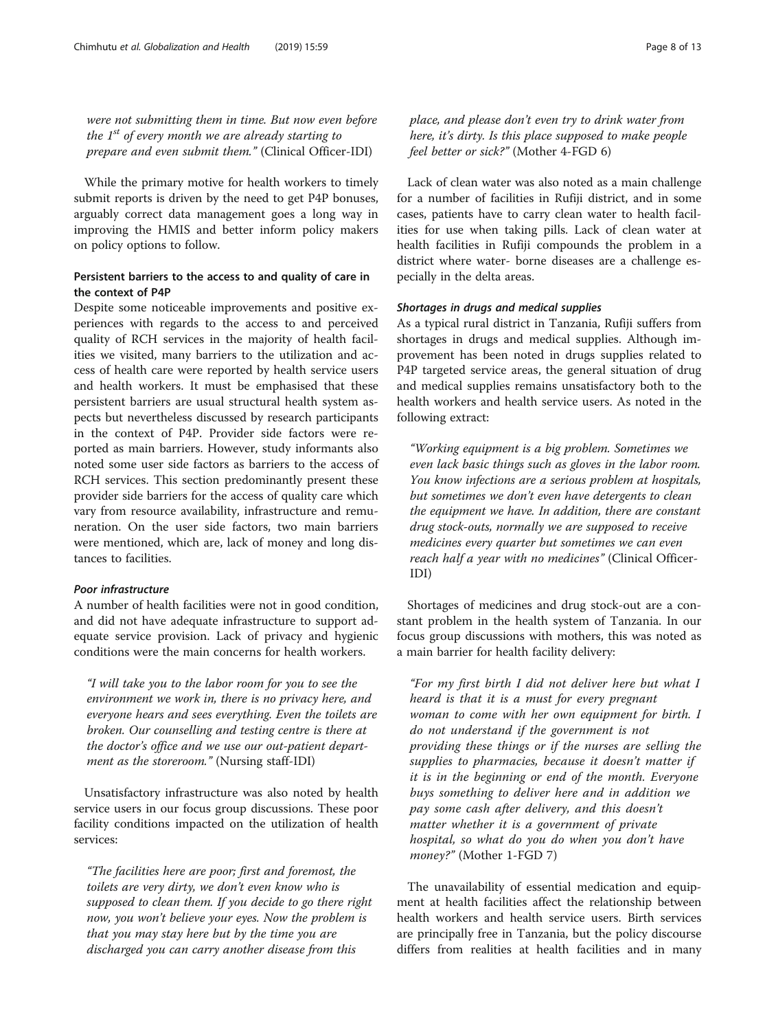were not submitting them in time. But now even before the 1st of every month we are already starting to prepare and even submit them." (Clinical Officer-IDI)

While the primary motive for health workers to timely submit reports is driven by the need to get P4P bonuses, arguably correct data management goes a long way in improving the HMIS and better inform policy makers on policy options to follow.

### Persistent barriers to the access to and quality of care in the context of P4P

Despite some noticeable improvements and positive experiences with regards to the access to and perceived quality of RCH services in the majority of health facilities we visited, many barriers to the utilization and access of health care were reported by health service users and health workers. It must be emphasised that these persistent barriers are usual structural health system aspects but nevertheless discussed by research participants in the context of P4P. Provider side factors were reported as main barriers. However, study informants also noted some user side factors as barriers to the access of RCH services. This section predominantly present these provider side barriers for the access of quality care which vary from resource availability, infrastructure and remuneration. On the user side factors, two main barriers were mentioned, which are, lack of money and long distances to facilities.

#### *Poor infrastructure*

A number of health facilities were not in good condition, and did not have adequate infrastructure to support adequate service provision. Lack of privacy and hygienic conditions were the main concerns for health workers.

> *"I will take you to the labor room for you to see the environment we work in, there is no privacy here, and everyone hears and sees everything. Even the toilets are broken. Our counselling and testing centre is there at the doctor's office and we use our out-patient department as the storeroom."* (Nursing staff-IDI)

Unsatisfactory infrastructure was also noted by health service users in our focus group discussions. These poor facility conditions impacted on the utilization of health services:

> *"The facilities here are poor; first and foremost, the toilets are very dirty, we don't even know who is supposed to clean them. If you decide to go there right now, you won't believe your eyes. Now the problem is that you may stay here but by the time you are discharged you can carry another disease from this place, and please don't even try to drink water from here, it's dirty. Is this place supposed to make people feel better or sick?"* (Mother 4-FGD 6)

Lack of clean water was also noted as a main challenge for a number of facilities in Rufiji district, and in some cases, patients have to carry clean water to health facilities for use when taking pills. Lack of clean water at health facilities in Rufiji compounds the problem in a district where water- borne diseases are a challenge especially in the delta areas.

#### *Shortages in drugs and medical supplies*

As a typical rural district in Tanzania, Rufiji suffers from shortages in drugs and medical supplies. Although improvement has been noted in drugs supplies related to P4P targeted service areas, the general situation of drug and medical supplies remains unsatisfactory both to the health workers and health service users. As noted in the following extract:

> *"Working equipment is a big problem. Sometimes we even lack basic things such as gloves in the labor room. You know infections are a serious problem at hospitals, but sometimes we don't even have detergents to clean the equipment we have. In addition, there are constant drug stock-outs, normally we are supposed to receive medicines every quarter but sometimes we can even reach half a year with no medicines"* (Clinical Officer-IDI)

Shortages of medicines and drug stock-out are a constant problem in the health system of Tanzania. In our focus group discussions with mothers, this was noted as a main barrier for health facility delivery:

> *"For my first birth I did not deliver here but what I heard is that it is a must for every pregnant woman to come with her own equipment for birth. I do not understand if the government is not providing these things or if the nurses are selling the supplies to pharmacies, because it doesn't matter if it is in the beginning or end of the month. Everyone buys something to deliver here and in addition we pay some cash after delivery, and this doesn't matter whether it is a government of private hospital, so what do you do when you don't have money?"* (Mother 1-FGD 7)

The unavailability of essential medication and equipment at health facilities affect the relationship between health workers and health service users. Birth services are principally free in Tanzania, but the policy discourse differs from realities at health facilities and in many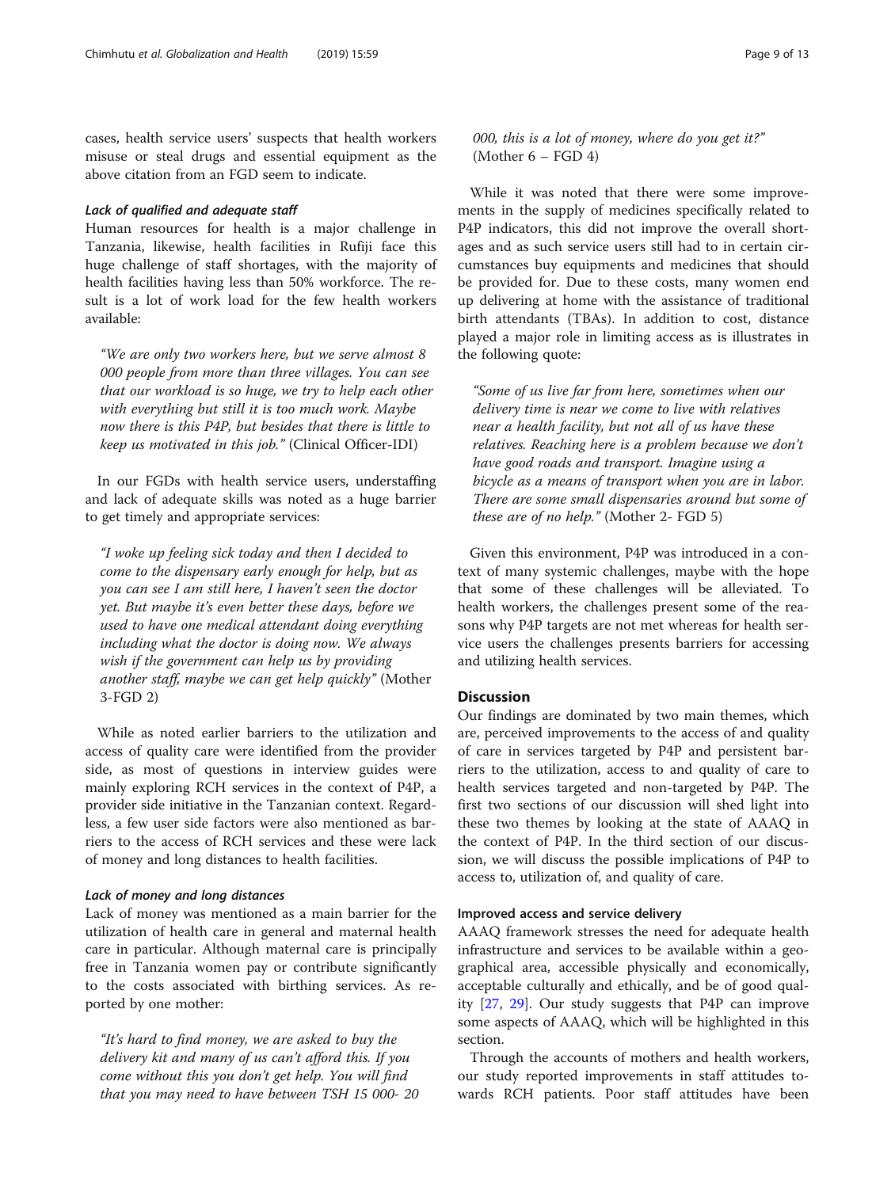cases, health service users' suspects that health workers misuse or steal drugs and essential equipment as the above citation from an FGD seem to indicate.

#### Lack of qualified and adequate staff

Human resources for health is a major challenge in Tanzania, likewise, health facilities in Rufiji face this huge challenge of staff shortages, with the majority of health facilities having less than 50% workforce. The result is a lot of work load for the few health workers available:

> "We are only two workers here, but we serve almost 8 000 people from more than three villages. You can see that our workload is so huge, we try to help each other with everything but still it is too much work. Maybe now there is this P4P, but besides that there is little to keep us motivated in this job." (Clinical Officer-IDI)

In our FGDs with health service users, understaffing and lack of adequate skills was noted as a huge barrier to get timely and appropriate services:

> "I woke up feeling sick today and then I decided to come to the dispensary early enough for help, but as you can see I am still here, I haven't seen the doctor yet. But maybe it's even better these days, before we used to have one medical attendant doing everything including what the doctor is doing now. We always wish if the government can help us by providing another staff, maybe we can get help quickly" (Mother 3-FGD 2)

While as noted earlier barriers to the utilization and access of quality care were identified from the provider side, as most of questions in interview guides were mainly exploring RCH services in the context of P4P, a provider side initiative in the Tanzanian context. Regardless, a few user side factors were also mentioned as barriers to the access of RCH services and these were lack of money and long distances to health facilities.

#### Lack of money and long distances

Lack of money was mentioned as a main barrier for the utilization of health care in general and maternal health care in particular. Although maternal care is principally free in Tanzania women pay or contribute significantly to the costs associated with birthing services. As reported by one mother:

> "It's hard to find money, we are asked to buy the delivery kit and many of us can't afford this. If you come without this you don't get help. You will find that you may need to have between TSH 15 000- 20 000, this is a lot of money, where do you get it?" (Mother 6 – FGD 4)

While it was noted that there were some improvements in the supply of medicines specifically related to P4P indicators, this did not improve the overall shortages and as such service users still had to in certain circumstances buy equipments and medicines that should be provided for. Due to these costs, many women end up delivering at home with the assistance of traditional birth attendants (TBAs). In addition to cost, distance played a major role in limiting access as is illustrates in the following quote:

> "Some of us live far from here, sometimes when our delivery time is near we come to live with relatives near a health facility, but not all of us have these relatives. Reaching here is a problem because we don't have good roads and transport. Imagine using a bicycle as a means of transport when you are in labor. There are some small dispensaries around but some of these are of no help." (Mother 2- FGD 5)

Given this environment, P4P was introduced in a context of many systemic challenges, maybe with the hope that some of these challenges will be alleviated. To health workers, the challenges present some of the reasons why P4P targets are not met whereas for health service users the challenges presents barriers for accessing and utilizing health services.

## Discussion

Our findings are dominated by two main themes, which are, perceived improvements to the access of and quality of care in services targeted by P4P and persistent barriers to the utilization, access to and quality of care to health services targeted and non-targeted by P4P. The first two sections of our discussion will shed light into these two themes by looking at the state of AAAQ in the context of P4P. In the third section of our discussion, we will discuss the possible implications of P4P to access to, utilization of, and quality of care.

### Improved access and service delivery

AAAQ framework stresses the need for adequate health infrastructure and services to be available within a geographical area, accessible physically and economically, acceptable culturally and ethically, and be of good quality [27, 29]. Our study suggests that P4P can improve some aspects of AAAQ, which will be highlighted in this section.

Through the accounts of mothers and health workers, our study reported improvements in staff attitudes towards RCH patients. Poor staff attitudes have been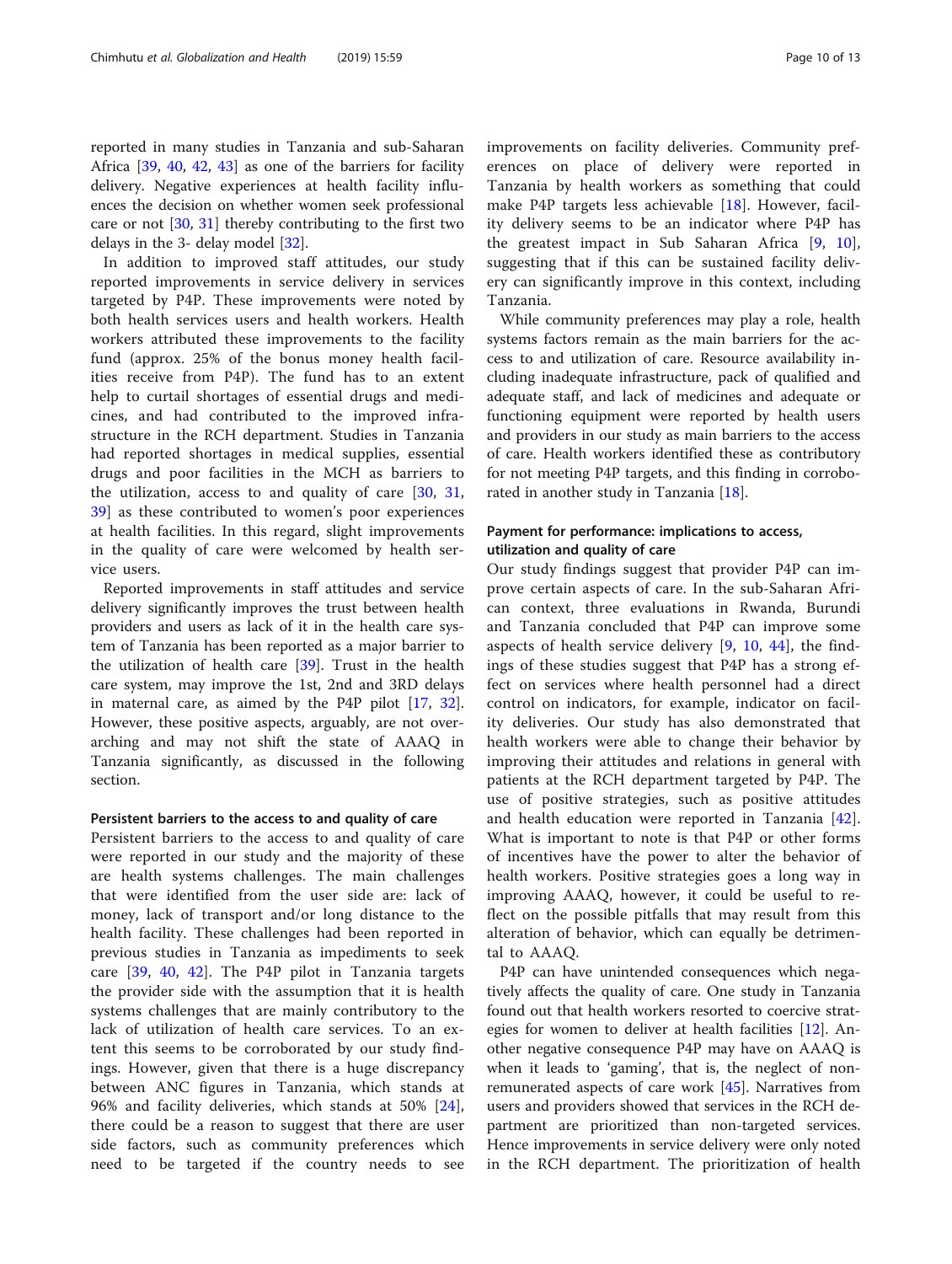reported in many studies in Tanzania and sub-Saharan Africa [39, 40, 42, 43] as one of the barriers for facility delivery. Negative experiences at health facility influences the decision on whether women seek professional care or not [30, 31] thereby contributing to the first two delays in the 3- delay model [32].

In addition to improved staff attitudes, our study reported improvements in service delivery in services targeted by P4P. These improvements were noted by both health services users and health workers. Health workers attributed these improvements to the facility fund (approx. 25% of the bonus money health facilities receive from P4P). The fund has to an extent help to curtail shortages of essential drugs and medicines, and had contributed to the improved infrastructure in the RCH department. Studies in Tanzania had reported shortages in medical supplies, essential drugs and poor facilities in the MCH as barriers to the utilization, access to and quality of care [30, 31, 39] as these contributed to women's poor experiences at health facilities. In this regard, slight improvements in the quality of care were welcomed by health service users.

Reported improvements in staff attitudes and service delivery significantly improves the trust between health providers and users as lack of it in the health care system of Tanzania has been reported as a major barrier to the utilization of health care [39]. Trust in the health care system, may improve the 1st, 2nd and 3RD delays in maternal care, as aimed by the P4P pilot [17, 32]. However, these positive aspects, arguably, are not overarching and may not shift the state of AAAQ in Tanzania significantly, as discussed in the following section.

#### Persistent barriers to the access to and quality of care

Persistent barriers to the access to and quality of care were reported in our study and the majority of these are health systems challenges. The main challenges that were identified from the user side are: lack of money, lack of transport and/or long distance to the health facility. These challenges had been reported in previous studies in Tanzania as impediments to seek care [39, 40, 42]. The P4P pilot in Tanzania targets the provider side with the assumption that it is health systems challenges that are mainly contributory to the lack of utilization of health care services. To an extent this seems to be corroborated by our study findings. However, given that there is a huge discrepancy between ANC figures in Tanzania, which stands at 96% and facility deliveries, which stands at 50% [24], there could be a reason to suggest that there are user side factors, such as community preferences which need to be targeted if the country needs to see improvements on facility deliveries. Community preferences on place of delivery were reported in Tanzania by health workers as something that could make P4P targets less achievable [18]. However, facility delivery seems to be an indicator where P4P has the greatest impact in Sub Saharan Africa [9, 10], suggesting that if this can be sustained facility delivery can significantly improve in this context, including Tanzania.

While community preferences may play a role, health systems factors remain as the main barriers for the access to and utilization of care. Resource availability including inadequate infrastructure, pack of qualified and adequate staff, and lack of medicines and adequate or functioning equipment were reported by health users and providers in our study as main barriers to the access of care. Health workers identified these as contributory for not meeting P4P targets, and this finding in corroborated in another study in Tanzania [18].

#### Payment for performance: implications to access, utilization and quality of care

Our study findings suggest that provider P4P can improve certain aspects of care. In the sub-Saharan African context, three evaluations in Rwanda, Burundi and Tanzania concluded that P4P can improve some aspects of health service delivery [9, 10, 44], the findings of these studies suggest that P4P has a strong effect on services where health personnel had a direct control on indicators, for example, indicator on facility deliveries. Our study has also demonstrated that health workers were able to change their behavior by improving their attitudes and relations in general with patients at the RCH department targeted by P4P. The use of positive strategies, such as positive attitudes and health education were reported in Tanzania [42]. What is important to note is that P4P or other forms of incentives have the power to alter the behavior of health workers. Positive strategies goes a long way in improving AAAQ, however, it could be useful to reflect on the possible pitfalls that may result from this alteration of behavior, which can equally be detrimental to AAAQ.

P4P can have unintended consequences which negatively affects the quality of care. One study in Tanzania found out that health workers resorted to coercive strategies for women to deliver at health facilities [12]. Another negative consequence P4P may have on AAAQ is when it leads to 'gaming', that is, the neglect of non-remunerated aspects of care work [45]. Narratives from users and providers showed that services in the RCH department are prioritized than non-targeted services. Hence improvements in service delivery were only noted in the RCH department. The prioritization of health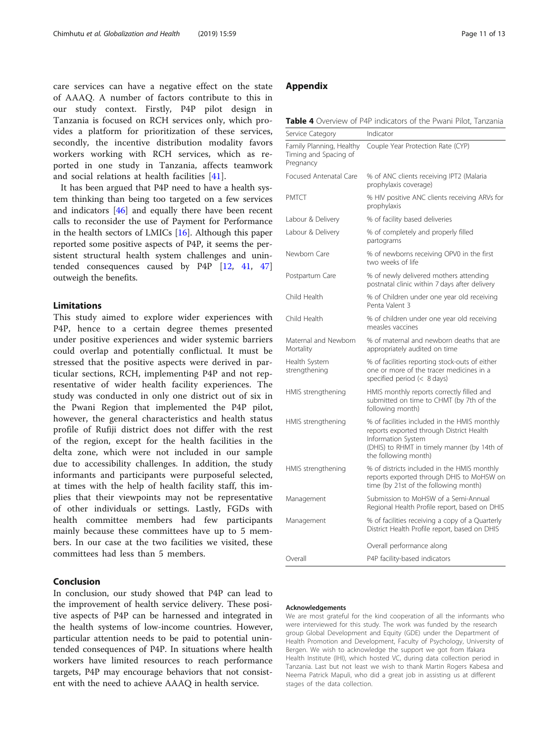care services can have a negative effect on the state of AAAQ. A number of factors contribute to this in our study context. Firstly, P4P pilot design in Tanzania is focused on RCH services only, which provides a platform for prioritization of these services, secondly, the incentive distribution modality favors workers working with RCH services, which as reported in one study in Tanzania, affects teamwork and social relations at health facilities [41].

It has been argued that P4P need to have a health system thinking than being too targeted on a few services and indicators [46] and equally there have been recent calls to reconsider the use of Payment for Performance in the health sectors of LMICs [16]. Although this paper reported some positive aspects of P4P, it seems the persistent structural health system challenges and unintended consequences caused by P4P [12, 41, 47] outweigh the benefits.

## Limitations

This study aimed to explore wider experiences with P4P, hence to a certain degree themes presented under positive experiences and wider systemic barriers could overlap and potentially conflictual. It must be stressed that the positive aspects were derived in particular sections, RCH, implementing P4P and not representative of wider health facility experiences. The study was conducted in only one district out of six in the Pwani Region that implemented the P4P pilot, however, the general characteristics and health status profile of Rufiji district does not differ with the rest of the region, except for the health facilities in the delta zone, which were not included in our sample due to accessibility challenges. In addition, the study informants and participants were purposeful selected, at times with the help of health facility staff, this implies that their viewpoints may not be representative of other individuals or settings. Lastly, FGDs with health committee members had few participants mainly because these committees have up to 5 members. In our case at the two facilities we visited, these committees had less than 5 members.

## Conclusion

In conclusion, our study showed that P4P can lead to the improvement of health service delivery. These positive aspects of P4P can be harnessed and integrated in the health systems of low-income countries. However, particular attention needs to be paid to potential unintended consequences of P4P. In situations where health workers have limited resources to reach performance targets, P4P may encourage behaviors that not consistent with the need to achieve AAAQ in health service.

## Appendix

**Table 4** Overview of P4P indicators of the Pwani Pilot, Tanzania

| Service Category | Indicator |
|---|---|
| Family Planning, Healthy Timing and Spacing of Pregnancy | Couple Year Protection Rate (CYP) |
| Focused Antenatal Care | % of ANC clients receiving IPT2 (Malaria prophylaxis coverage) |
| PMTCT | % HIV positive ANC clients receiving ARVs for prophylaxis |
| Labour & Delivery | % of facility based deliveries |
| Labour & Delivery | % of completely and properly filled partograms |
| Newborn Care | % of newborns receiving OPV0 in the first two weeks of life |
| Postpartum Care | % of newly delivered mothers attending postnatal clinic within 7 days after delivery |
| Child Health | % of Children under one year old receiving Penta Valent 3 |
| Child Health | % of children under one year old receiving measles vaccines |
| Maternal and Newborn Mortality | % of maternal and newborn deaths that are appropriately audited on time |
| Health System strengthening | % of facilities reporting stock-outs of either one or more of the tracer medicines in a specified period (< 8 days) |
| HMIS strengthening | HMIS monthly reports correctly filled and submitted on time to CHMT (by 7th of the following month) |
| HMIS strengthening | % of facilities included in the HMIS monthly reports exported through District Health Information System (DHIS) to RHMT in timely manner (by 14th of the following month) |
| HMIS strengthening | % of districts included in the HMIS monthly reports exported through DHIS to MoHSW on time (by 21st of the following month) |
| Management | Submission to MoHSW of a Semi-Annual Regional Health Profile report, based on DHIS |
| Management | % of facilities receiving a copy of a Quarterly District Health Profile report, based on DHIS |
| Overall | Overall performance along P4P facility-based indicators |

#### Acknowledgements

We are most grateful for the kind cooperation of all the informants who were interviewed for this study. The work was funded by the research group Global Development and Equity (GDE) under the Department of Health Promotion and Development, Faculty of Psychology, University of Bergen. We wish to acknowledge the support we got from Ifakara Health Institute (IHI), which hosted VC, during data collection period in Tanzania. Last but not least we wish to thank Martin Rogers Kabesa and Neema Patrick Mapuli, who did a great job in assisting us at different stages of the data collection.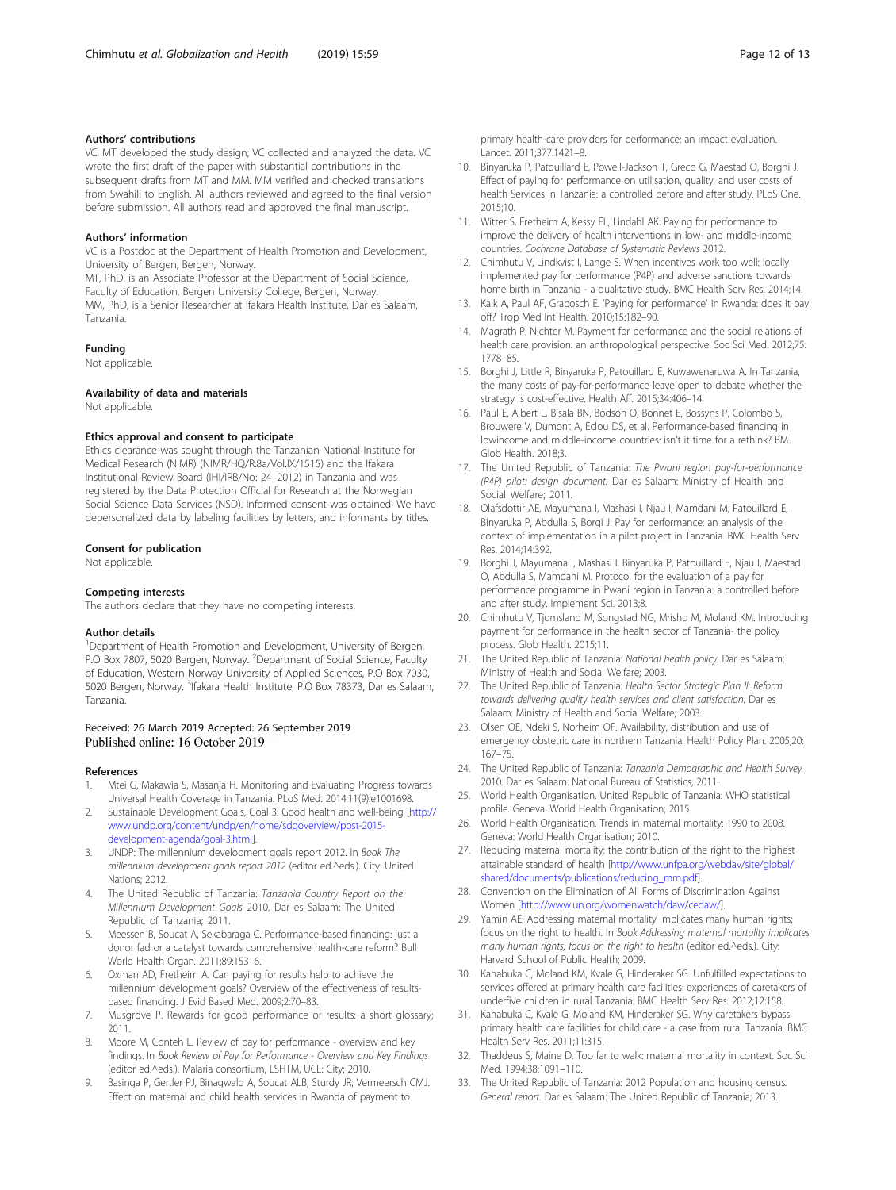### Authors' contributions

VC, MT developed the study design; VC collected and analyzed the data. VC wrote the first draft of the paper with substantial contributions in the subsequent drafts from MT and MM. MM verified and checked translations from Swahili to English. All authors reviewed and agreed to the final version before submission. All authors read and approved the final manuscript.

### Authors' information

VC is a Postdoc at the Department of Health Promotion and Development, University of Bergen, Bergen, Norway.

MT, PhD, is an Associate Professor at the Department of Social Science, Faculty of Education, Bergen University College, Bergen, Norway.

MM, PhD, is a Senior Researcher at Ifakara Health Institute, Dar es Salaam, Tanzania.

### Funding

Not applicable.

### Availability of data and materials

Not applicable.

### Ethics approval and consent to participate

Ethics clearance was sought through the Tanzanian National Institute for Medical Research (NIMR) (NIMR/HQ/R.8a/Vol.IX/1515) and the Ifakara Institutional Review Board (IHI/IRB/No: 24–2012) in Tanzania and was registered by the Data Protection Official for Research at the Norwegian Social Science Data Services (NSD). Informed consent was obtained. We have depersonalized data by labeling facilities by letters, and informants by titles.

### Consent for publication

Not applicable.

### Competing interests

The authors declare that they have no competing interests.

### Author details

[1]Department of Health Promotion and Development, University of Bergen, P.O Box 7807, 5020 Bergen, Norway. [2]Department of Social Science, Faculty of Education, Western Norway University of Applied Sciences, P.O Box 7030, 5020 Bergen, Norway. [3]Ifakara Health Institute, P.O Box 78373, Dar es Salaam, Tanzania.

Received: 26 March 2019 Accepted: 26 September 2019
Published online: 16 October 2019

### References

1. Mtei G, Makawia S, Masanja H. Monitoring and Evaluating Progress towards Universal Health Coverage in Tanzania. PLoS Med. 2014;11(9):e1001698.
2. Sustainable Development Goals, Goal 3: Good health and well-being [http://www.undp.org/content/undp/en/home/sdgoverview/post-2015-development-agenda/goal-3.html].
3. UNDP: The millennium development goals report 2012. In *Book The millennium development goals report 2012* (editor ed.^eds.). City: United Nations; 2012.
4. The United Republic of Tanzania: *Tanzania Country Report on the Millennium Development Goals* 2010. Dar es Salaam: The United Republic of Tanzania; 2011.
5. Meessen B, Soucat A, Sekabaraga C. Performance-based financing: just a donor fad or a catalyst towards comprehensive health-care reform? Bull World Health Organ. 2011;89:153–6.
6. Oxman AD, Fretheim A. Can paying for results help to achieve the millennium development goals? Overview of the effectiveness of results-based financing. J Evid Based Med. 2009;2:70–83.
7. Musgrove P. Rewards for good performance or results: a short glossary; 2011.
8. Moore M, Conteh L. Review of pay for performance - overview and key findings. In *Book Review of Pay for Performance - Overview and Key Findings* (editor ed.^eds.). Malaria consortium, LSHTM, UCL: City; 2010.
9. Basinga P, Gertler PJ, Binagwalo A, Soucat ALB, Sturdy JR, Vermeersch CMJ. Effect on maternal and child health services in Rwanda of payment to primary health-care providers for performance: an impact evaluation. Lancet. 2011;377:1421–8.
10. Binyaruka P, Patouillard E, Powell-Jackson T, Greco G, Maestad O, Borghi J. Effect of paying for performance on utilisation, quality, and user costs of health Services in Tanzania: a controlled before and after study. PLoS One. 2015;10.
11. Witter S, Fretheim A, Kessy FL, Lindahl AK: Paying for performance to improve the delivery of health interventions in low- and middle-income countries. *Cochrane Database of Systematic Reviews* 2012.
12. Chimhutu V, Lindkvist I, Lange S. When incentives work too well: locally implemented pay for performance (P4P) and adverse sanctions towards home birth in Tanzania - a qualitative study. BMC Health Serv Res. 2014;14.
13. Kalk A, Paul AF, Grabosch E. 'Paying for performance' in Rwanda: does it pay off? Trop Med Int Health. 2010;15:182–90.
14. Magrath P, Nichter M. Payment for performance and the social relations of health care provision: an anthropological perspective. Soc Sci Med. 2012;75:1778–85.
15. Borghi J, Little R, Binyaruka P, Patouillard E, Kuwawenaruwa A. In Tanzania, the many costs of pay-for-performance leave open to debate whether the strategy is cost-effective. Health Aff. 2015;34:406–14.
16. Paul E, Albert L, Bisala BN, Bodson O, Bonnet E, Bossyns P, Colombo S, Brouwere V, Dumont A, Eclou DS, et al. Performance-based financing in lowincome and middle-income countries: isn't it time for a rethink? BMJ Glob Health. 2018;3.
17. The United Republic of Tanzania: *The Pwani region pay-for-performance (P4P) pilot: design document.* Dar es Salaam: Ministry of Health and Social Welfare; 2011.
18. Olafsdottir AE, Mayumana I, Mashasi I, Njau I, Mamdani M, Patouillard E, Binyaruka P, Abdulla S, Borgi J. Pay for performance: an analysis of the context of implementation in a pilot project in Tanzania. BMC Health Serv Res. 2014;14:392.
19. Borghi J, Mayumana I, Mashasi I, Binyaruka P, Patouillard E, Njau I, Maestad O, Abdulla S, Mamdani M. Protocol for the evaluation of a pay for performance programme in Pwani region in Tanzania: a controlled before and after study. Implement Sci. 2013;8.
20. Chimhutu V, Tjomsland M, Songstad NG, Mrisho M, Moland KM. Introducing payment for performance in the health sector of Tanzania- the policy process. Glob Health. 2015;11.
21. The United Republic of Tanzania: *National health policy.* Dar es Salaam: Ministry of Health and Social Welfare; 2003.
22. The United Republic of Tanzania: *Health Sector Strategic Plan II: Reform towards delivering quality health services and client satisfaction.* Dar es Salaam: Ministry of Health and Social Welfare; 2003.
23. Olsen OE, Ndeki S, Norheim OF. Availability, distribution and use of emergency obstetric care in northern Tanzania. Health Policy Plan. 2005;20:167–75.
24. The United Republic of Tanzania: *Tanzania Demographic and Health Survey* 2010. Dar es Salaam: National Bureau of Statistics; 2011.
25. World Health Organisation. United Republic of Tanzania: WHO statistical profile. Geneva: World Health Organisation; 2015.
26. World Health Organisation. Trends in maternal mortality: 1990 to 2008. Geneva: World Health Organisation; 2010.
27. Reducing maternal mortality: the contribution of the right to the highest attainable standard of health [http://www.unfpa.org/webdav/site/global/shared/documents/publications/reducing_mm.pdf].
28. Convention on the Elimination of All Forms of Discrimination Against Women [http://www.un.org/womenwatch/daw/cedaw/].
29. Yamin AE: Addressing maternal mortality implicates many human rights; focus on the right to health. In *Book Addressing maternal mortality implicates many human rights; focus on the right to health* (editor ed.^eds.). City: Harvard School of Public Health; 2009.
30. Kahabuka C, Moland KM, Kvale G, Hinderaker SG. Unfulfilled expectations to services offered at primary health care facilities: experiences of caretakers of underfive children in rural Tanzania. BMC Health Serv Res. 2012;12:158.
31. Kahabuka C, Kvale G, Moland KM, Hinderaker SG. Why caretakers bypass primary health care facilities for child care - a case from rural Tanzania. BMC Health Serv Res. 2011;11:315.
32. Thaddeus S, Maine D. Too far to walk: maternal mortality in context. Soc Sci Med. 1994;38:1091–110.
33. The United Republic of Tanzania: 2012 Population and housing census. *General report.* Dar es Salaam: The United Republic of Tanzania; 2013.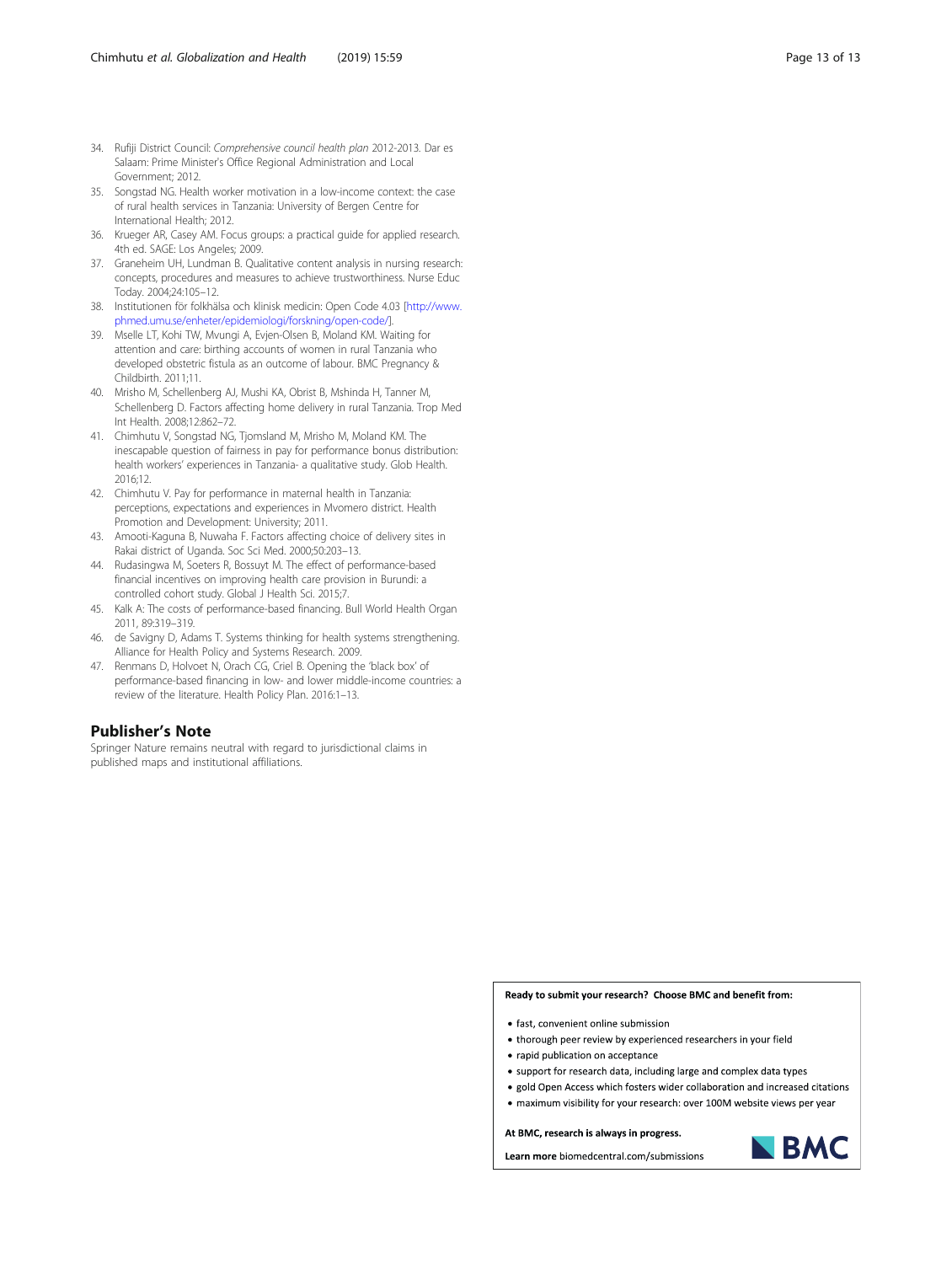34. Rufiji District Council: *Comprehensive council health plan* 2012-2013. Dar es Salaam: Prime Minister's Office Regional Administration and Local Government; 2012.
35. Songstad NG. Health worker motivation in a low-income context: the case of rural health services in Tanzania: University of Bergen Centre for International Health; 2012.
36. Krueger AR, Casey AM. Focus groups: a practical guide for applied research. 4th ed. SAGE: Los Angeles; 2009.
37. Graneheim UH, Lundman B. Qualitative content analysis in nursing research: concepts, procedures and measures to achieve trustworthiness. Nurse Educ Today. 2004;24:105–12.
38. Institutionen för folkhälsa och klinisk medicin: Open Code 4.03 [http://www.phmed.umu.se/enheter/epidemiologi/forskning/open-code/].
39. Mselle LT, Kohi TW, Mvungi A, Evjen-Olsen B, Moland KM. Waiting for attention and care: birthing accounts of women in rural Tanzania who developed obstetric fistula as an outcome of labour. BMC Pregnancy & Childbirth. 2011;11.
40. Mrisho M, Schellenberg AJ, Mushi KA, Obrist B, Mshinda H, Tanner M, Schellenberg D. Factors affecting home delivery in rural Tanzania. Trop Med Int Health. 2008;12:862–72.
41. Chimhutu V, Songstad NG, Tjomsland M, Mrisho M, Moland KM. The inescapable question of fairness in pay for performance bonus distribution: health workers' experiences in Tanzania- a qualitative study. Glob Health. 2016;12.
42. Chimhutu V. Pay for performance in maternal health in Tanzania: perceptions, expectations and experiences in Mvomero district. Health Promotion and Development: University; 2011.
43. Amooti-Kaguna B, Nuwaha F. Factors affecting choice of delivery sites in Rakai district of Uganda. Soc Sci Med. 2000;50:203–13.
44. Rudasingwa M, Soeters R, Bossuyt M. The effect of performance-based financial incentives on improving health care provision in Burundi: a controlled cohort study. Global J Health Sci. 2015;7.
45. Kalk A: The costs of performance-based financing. Bull World Health Organ 2011, 89:319–319.
46. de Savigny D, Adams T. Systems thinking for health systems strengthening. Alliance for Health Policy and Systems Research. 2009.
47. Renmans D, Holvoet N, Orach CG, Criel B. Opening the 'black box' of performance-based financing in low- and lower middle-income countries: a review of the literature. Health Policy Plan. 2016:1–13.

## Publisher's Note

Springer Nature remains neutral with regard to jurisdictional claims in published maps and institutional affiliations.

**Ready to submit your research? Choose BMC and benefit from:**

- fast, convenient online submission
- thorough peer review by experienced researchers in your field
- rapid publication on acceptance
- support for research data, including large and complex data types
- gold Open Access which fosters wider collaboration and increased citations
- maximum visibility for your research: over 100M website views per year

**At BMC, research is always in progress.**

**Learn more** biomedcentral.com/submissions

BMC